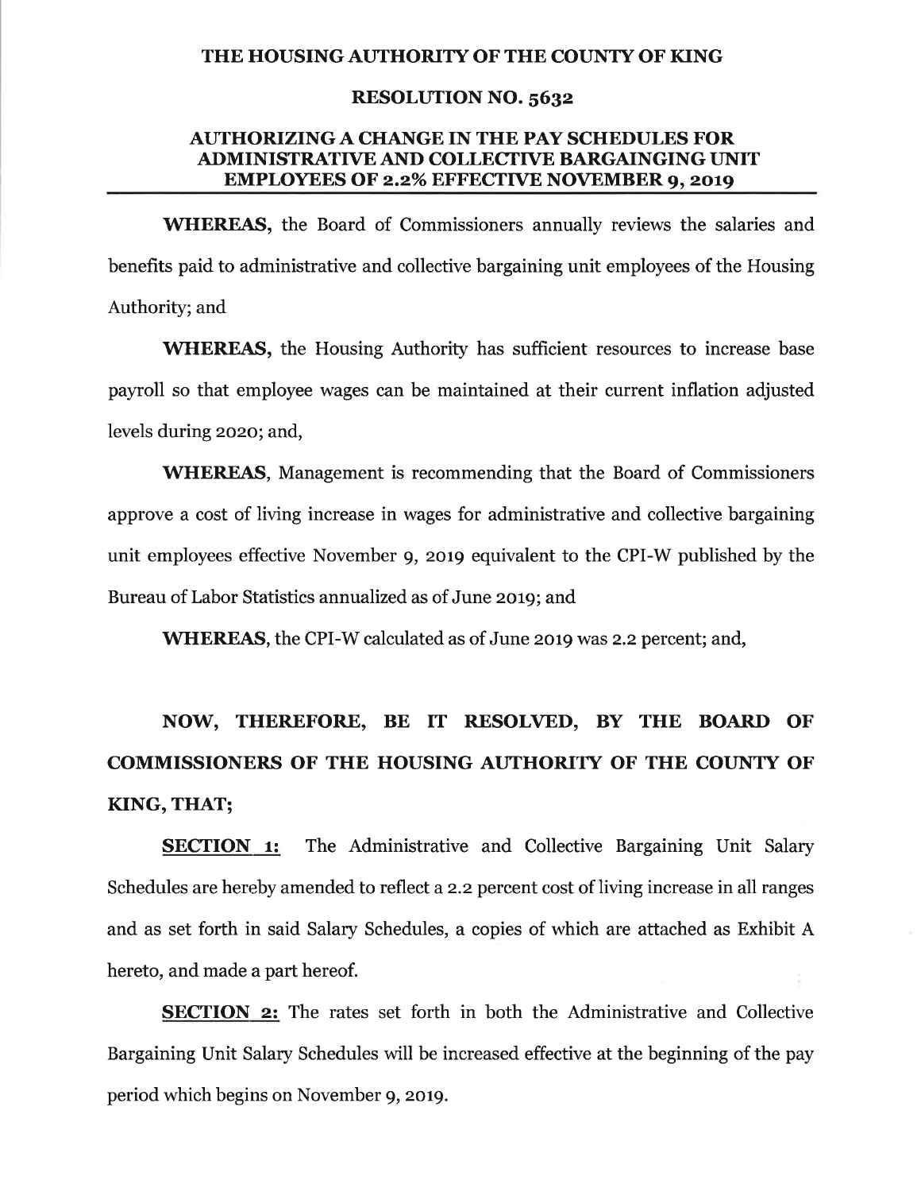# THE HOUSING AUTHORITY OF THE COUNTY OF KING

## RESOLUTION NO. 5632

## AUTHORIZING A CHANGE IN THE PAY SCHEDULES FOR ADMINISTRATIVE AND COLLECTIVE BARGAINGING UNIT EMPLOYEES OF 2.2% EFFECTIVE NOVEMBER 9, 2019

**WHEREAS,** the Board of Commissioners annually reviews the salaries and benefits paid to administrative and collective bargaining unit employees of the Housing Authority; and

**WHEREAS,** the Housing Authority has sufficient resources to increase base payroll so that employee wages can be maintained at their current inflation adjusted levels during 2020; and,

**WHEREAS**, Management is recommending that the Board of Commissioners approve a cost of living increase in wages for administrative and collective bargaining unit employees effective November 9, 2019 equivalent to the CPI-W published by the Bureau of Labor Statistics annualized as of June 2019; and

**WHEREAS**, the CPI-W calculated as of June 2019 was 2.2 percent; and,

**NOW, THEREFORE, BE IT RESOLVED, BY THE BOARD OF COMMISSIONERS OF THE HOUSING AUTHORITY OF THE COUNTY OF KING, THAT;**

**SECTION 1:** The Administrative and Collective Bargaining Unit Salary Schedules are hereby amended to reflect a 2.2 percent cost of living increase in all ranges and as set forth in said Salary Schedules, a copies of which are attached as Exhibit A hereto, and made a part hereof.

**SECTION 2:** The rates set forth in both the Administrative and Collective Bargaining Unit Salary Schedules will be increased effective at the beginning of the pay period which begins on November 9, 2019.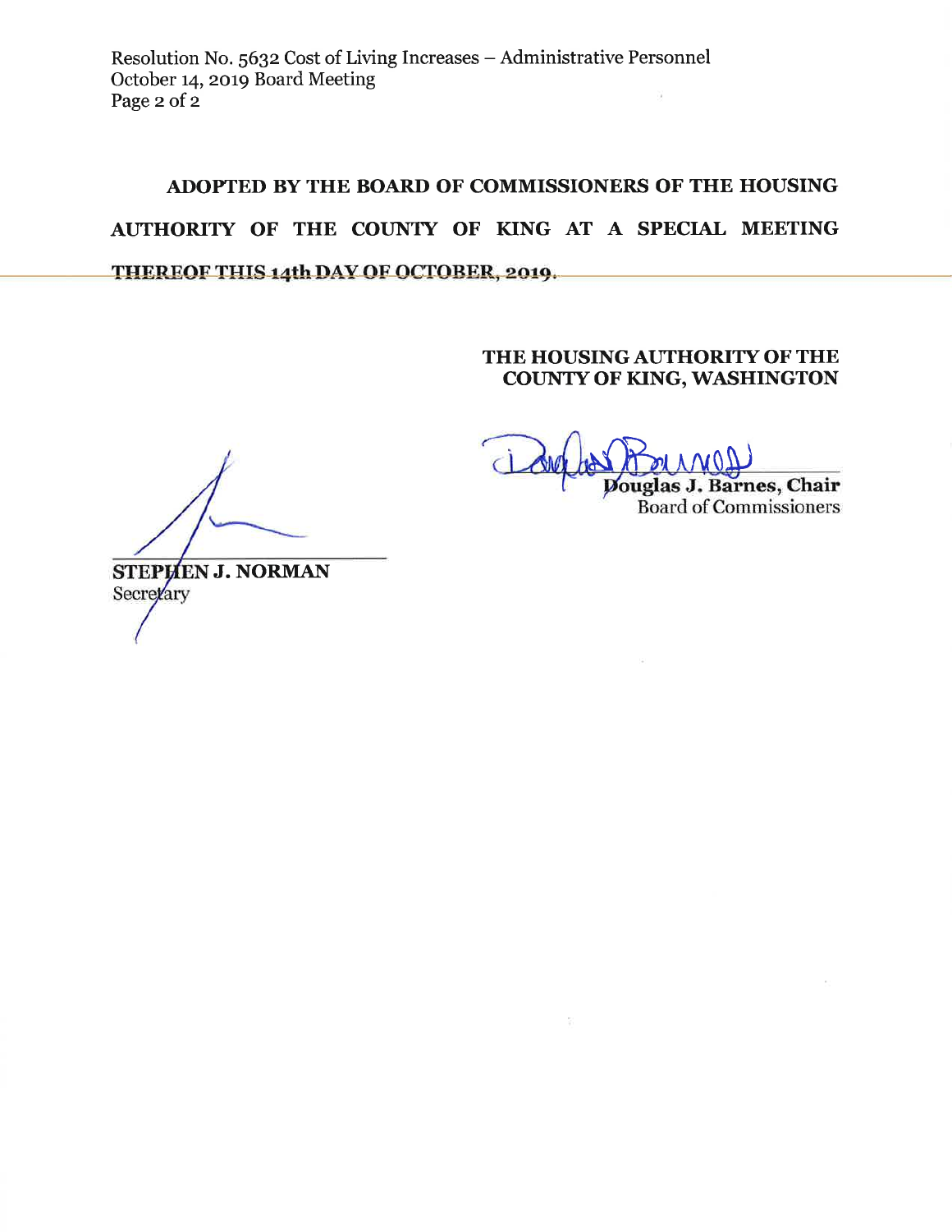**ADOPTED BY THE BOARD OF COMMISSIONERS OF THE HOUSING AUTHORITY OF THE COUNTY OF KING AT A SPECIAL MEETING THEREOF THIS 14th DAY OF OCTOBER, 2019.**

**THE HOUSING AUTHORITY OF THE COUNTY OF KING, WASHINGTON**

**Douglas J. Barnes, Chair**
Board of Commissioners

**STEPHEN J. NORMAN**
Secretary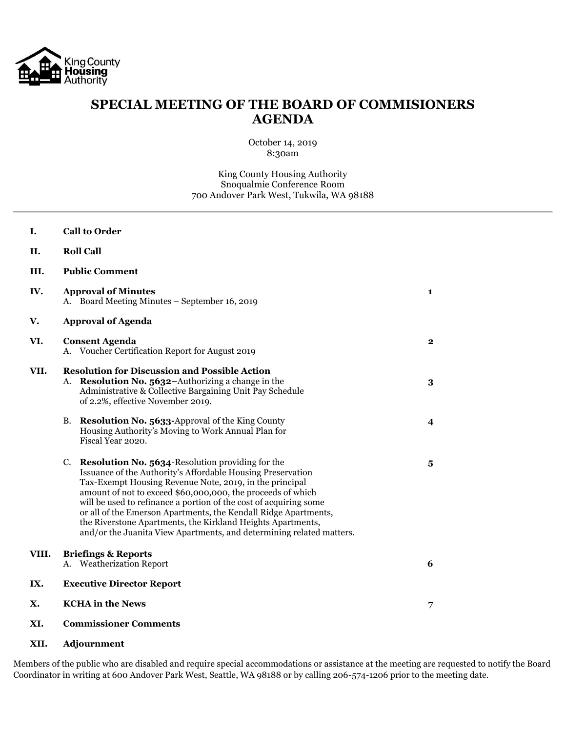King County Housing Authority

# SPECIAL MEETING OF THE BOARD OF COMMISIONERS AGENDA

October 14, 2019
8:30am

King County Housing Authority
Snoqualmie Conference Room
700 Andover Park West, Tukwila, WA 98188

---

| | | |
|---|---|---|
| **I.** | **Call to Order** | |
| **II.** | **Roll Call** | |
| **III.** | **Public Comment** | |
| **IV.** | **Approval of Minutes**<br>A. Board Meeting Minutes – September 16, 2019 | **1** |
| **V.** | **Approval of Agenda** | |
| **VI.** | **Consent Agenda**<br>A. Voucher Certification Report for August 2019 | **2** |
| **VII.** | **Resolution for Discussion and Possible Action**<br>A. **Resolution No. 5632–**Authorizing a change in the Administrative & Collective Bargaining Unit Pay Schedule of 2.2%, effective November 2019. | **3** |
| | B. **Resolution No. 5633-**Approval of the King County Housing Authority's Moving to Work Annual Plan for Fiscal Year 2020. | **4** |
| | C. **Resolution No. 5634**-Resolution providing for the Issuance of the Authority's Affordable Housing Preservation Tax-Exempt Housing Revenue Note, 2019, in the principal amount of not to exceed $60,000,000, the proceeds of which will be used to refinance a portion of the cost of acquiring some or all of the Emerson Apartments, the Kendall Ridge Apartments, the Riverstone Apartments, the Kirkland Heights Apartments, and/or the Juanita View Apartments, and determining related matters. | **5** |
| **VIII.** | **Briefings & Reports**<br>A. Weatherization Report | **6** |
| **IX.** | **Executive Director Report** | |
| **X.** | **KCHA in the News** | **7** |
| **XI.** | **Commissioner Comments** | |
| **XII.** | **Adjournment** | |

Members of the public who are disabled and require special accommodations or assistance at the meeting are requested to notify the Board Coordinator in writing at 600 Andover Park West, Seattle, WA 98188 or by calling 206-574-1206 prior to the meeting date.